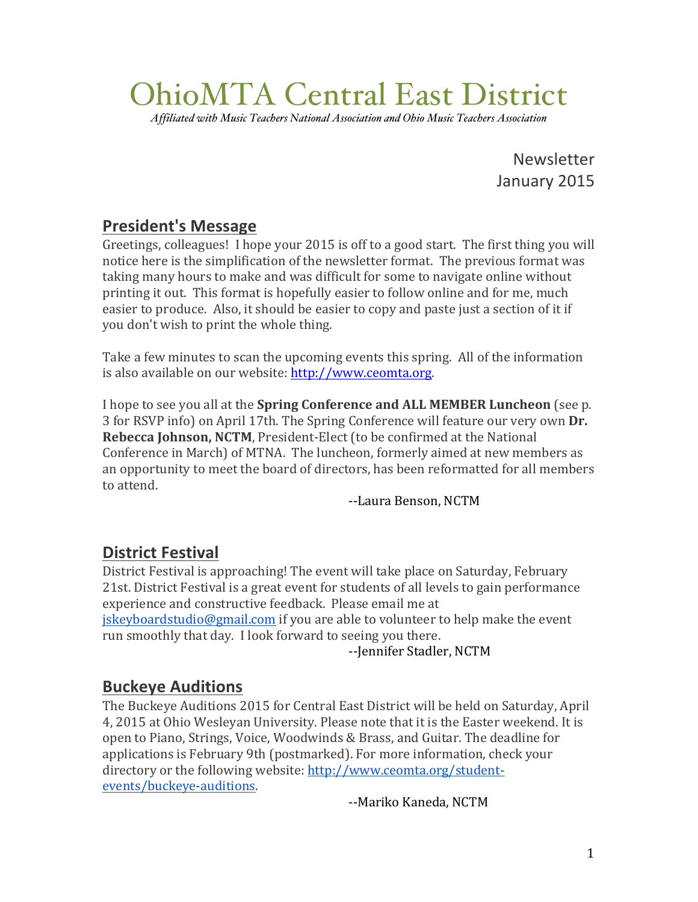# OhioMTA Central East District

*Affiliated with Music Teachers National Association and Ohio Music Teachers Association*

Newsletter
January 2015

## President's Message

Greetings, colleagues! I hope your 2015 is off to a good start. The first thing you will notice here is the simplification of the newsletter format. The previous format was taking many hours to make and was difficult for some to navigate online without printing it out. This format is hopefully easier to follow online and for me, much easier to produce. Also, it should be easier to copy and paste just a section of it if you don't wish to print the whole thing.

Take a few minutes to scan the upcoming events this spring. All of the information is also available on our website: http://www.ceomta.org.

I hope to see you all at the **Spring Conference and ALL MEMBER Luncheon** (see p. 3 for RSVP info) on April 17th. The Spring Conference will feature our very own **Dr. Rebecca Johnson, NCTM**, President-Elect (to be confirmed at the National Conference in March) of MTNA. The luncheon, formerly aimed at new members as an opportunity to meet the board of directors, has been reformatted for all members to attend.

--Laura Benson, NCTM

## District Festival

District Festival is approaching! The event will take place on Saturday, February 21st. District Festival is a great event for students of all levels to gain performance experience and constructive feedback. Please email me at jskeyboardstudio@gmail.com if you are able to volunteer to help make the event run smoothly that day. I look forward to seeing you there.

--Jennifer Stadler, NCTM

## Buckeye Auditions

The Buckeye Auditions 2015 for Central East District will be held on Saturday, April 4, 2015 at Ohio Wesleyan University. Please note that it is the Easter weekend. It is open to Piano, Strings, Voice, Woodwinds & Brass, and Guitar. The deadline for applications is February 9th (postmarked). For more information, check your directory or the following website: http://www.ceomta.org/student-events/buckeye-auditions.

--Mariko Kaneda, NCTM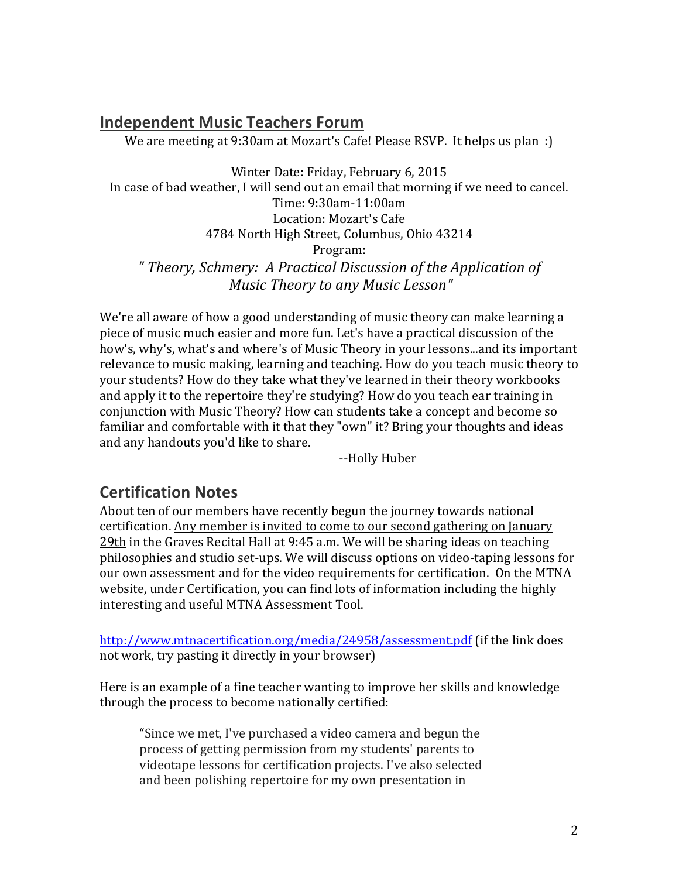## Independent Music Teachers Forum

We are meeting at 9:30am at Mozart's Cafe! Please RSVP. It helps us plan :)

Winter Date: Friday, February 6, 2015
In case of bad weather, I will send out an email that morning if we need to cancel.
Time: 9:30am-11:00am
Location: Mozart's Cafe
4784 North High Street, Columbus, Ohio 43214
Program:
*" Theory, Schmery: A Practical Discussion of the Application of Music Theory to any Music Lesson"*

We're all aware of how a good understanding of music theory can make learning a piece of music much easier and more fun. Let's have a practical discussion of the how's, why's, what's and where's of Music Theory in your lessons...and its important relevance to music making, learning and teaching. How do you teach music theory to your students? How do they take what they've learned in their theory workbooks and apply it to the repertoire they're studying? How do you teach ear training in conjunction with Music Theory? How can students take a concept and become so familiar and comfortable with it that they "own" it? Bring your thoughts and ideas and any handouts you'd like to share.

--Holly Huber

## Certification Notes

About ten of our members have recently begun the journey towards national certification. Any member is invited to come to our second gathering on January 29th in the Graves Recital Hall at 9:45 a.m. We will be sharing ideas on teaching philosophies and studio set-ups. We will discuss options on video-taping lessons for our own assessment and for the video requirements for certification. On the MTNA website, under Certification, you can find lots of information including the highly interesting and useful MTNA Assessment Tool.

http://www.mtnacertification.org/media/24958/assessment.pdf (if the link does not work, try pasting it directly in your browser)

Here is an example of a fine teacher wanting to improve her skills and knowledge through the process to become nationally certified:

> "Since we met, I've purchased a video camera and begun the process of getting permission from my students' parents to videotape lessons for certification projects. I've also selected and been polishing repertoire for my own presentation in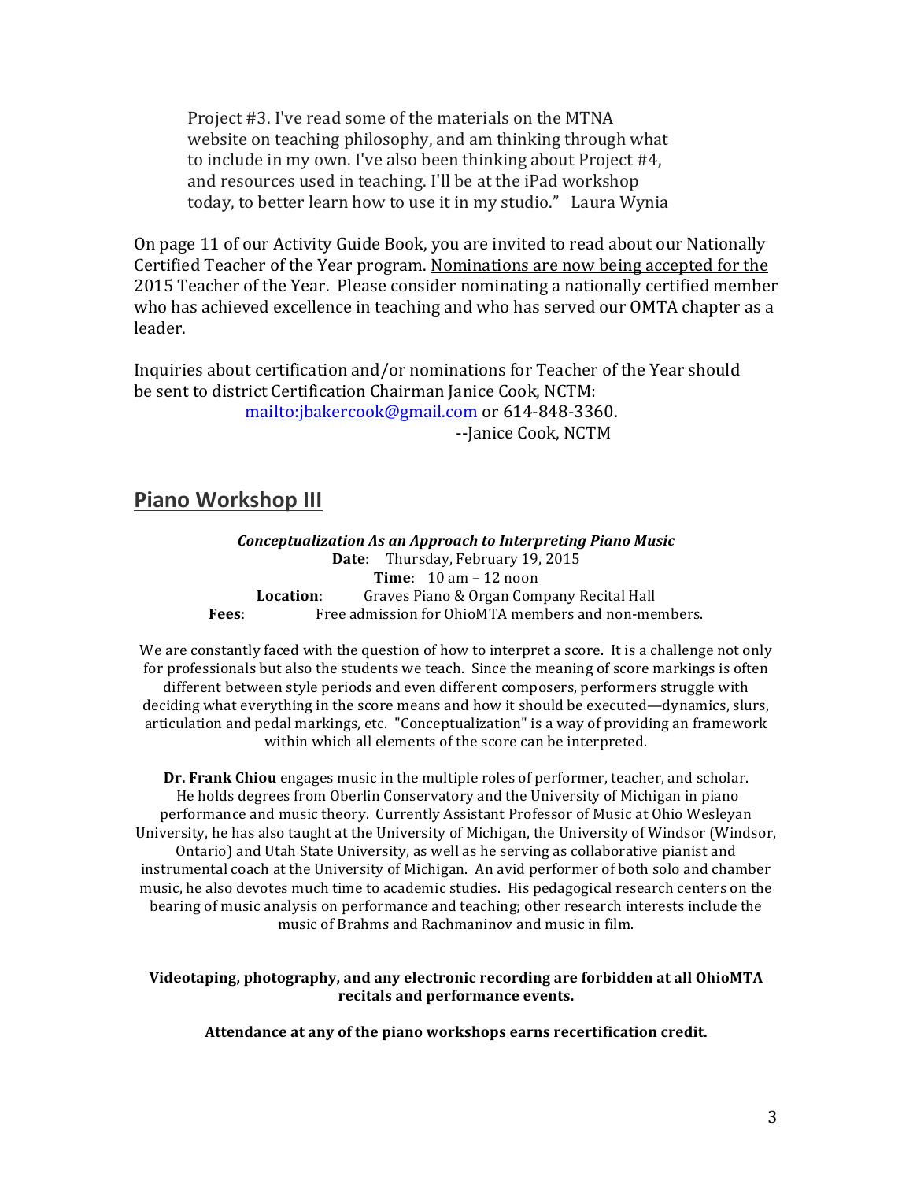> Project #3. I've read some of the materials on the MTNA website on teaching philosophy, and am thinking through what to include in my own. I've also been thinking about Project #4, and resources used in teaching. I'll be at the iPad workshop today, to better learn how to use it in my studio." Laura Wynia

On page 11 of our Activity Guide Book, you are invited to read about our Nationally Certified Teacher of the Year program. Nominations are now being accepted for the 2015 Teacher of the Year. Please consider nominating a nationally certified member who has achieved excellence in teaching and who has served our OMTA chapter as a leader.

Inquiries about certification and/or nominations for Teacher of the Year should be sent to district Certification Chairman Janice Cook, NCTM: [mailto:jbakercook@gmail.com](mailto:jbakercook@gmail.com) or 614-848-3360.

--Janice Cook, NCTM

## Piano Workshop III

***Conceptualization As an Approach to Interpreting Piano Music***

**Date**: Thursday, February 19, 2015
**Time**: 10 am – 12 noon
**Location**: Graves Piano & Organ Company Recital Hall
**Fees**: Free admission for OhioMTA members and non-members.

We are constantly faced with the question of how to interpret a score. It is a challenge not only for professionals but also the students we teach. Since the meaning of score markings is often different between style periods and even different composers, performers struggle with deciding what everything in the score means and how it should be executed—dynamics, slurs, articulation and pedal markings, etc. "Conceptualization" is a way of providing an framework within which all elements of the score can be interpreted.

**Dr. Frank Chiou** engages music in the multiple roles of performer, teacher, and scholar. He holds degrees from Oberlin Conservatory and the University of Michigan in piano performance and music theory. Currently Assistant Professor of Music at Ohio Wesleyan University, he has also taught at the University of Michigan, the University of Windsor (Windsor, Ontario) and Utah State University, as well as he serving as collaborative pianist and instrumental coach at the University of Michigan. An avid performer of both solo and chamber music, he also devotes much time to academic studies. His pedagogical research centers on the bearing of music analysis on performance and teaching; other research interests include the music of Brahms and Rachmaninov and music in film.

**Videotaping, photography, and any electronic recording are forbidden at all OhioMTA recitals and performance events.**

**Attendance at any of the piano workshops earns recertification credit.**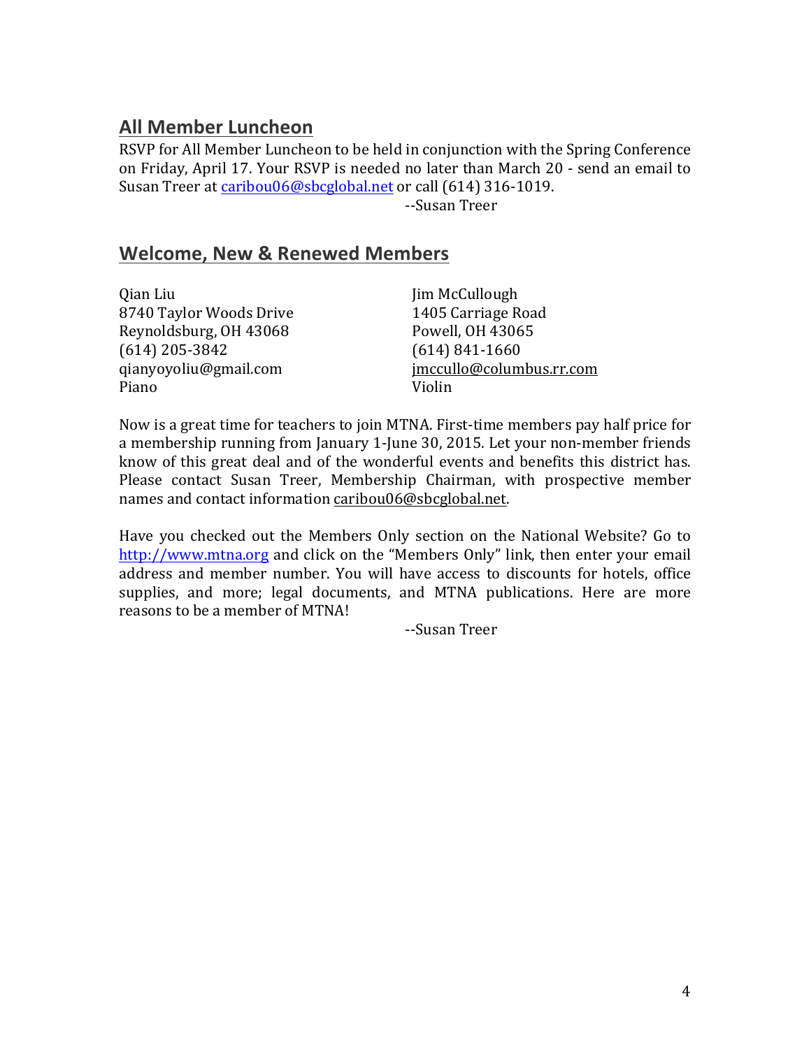## All Member Luncheon

RSVP for All Member Luncheon to be held in conjunction with the Spring Conference on Friday, April 17. Your RSVP is needed no later than March 20 - send an email to Susan Treer at caribou06@sbcglobal.net or call (614) 316-1019.

--Susan Treer

## Welcome, New & Renewed Members

Qian Liu
8740 Taylor Woods Drive
Reynoldsburg, OH 43068
(614) 205-3842
qianyoyoliu@gmail.com
Piano

Jim McCullough
1405 Carriage Road
Powell, OH 43065
(614) 841-1660
jmccullo@columbus.rr.com
Violin

Now is a great time for teachers to join MTNA. First-time members pay half price for a membership running from January 1-June 30, 2015. Let your non-member friends know of this great deal and of the wonderful events and benefits this district has. Please contact Susan Treer, Membership Chairman, with prospective member names and contact information caribou06@sbcglobal.net.

Have you checked out the Members Only section on the National Website? Go to http://www.mtna.org and click on the "Members Only" link, then enter your email address and member number. You will have access to discounts for hotels, office supplies, and more; legal documents, and MTNA publications. Here are more reasons to be a member of MTNA!

--Susan Treer